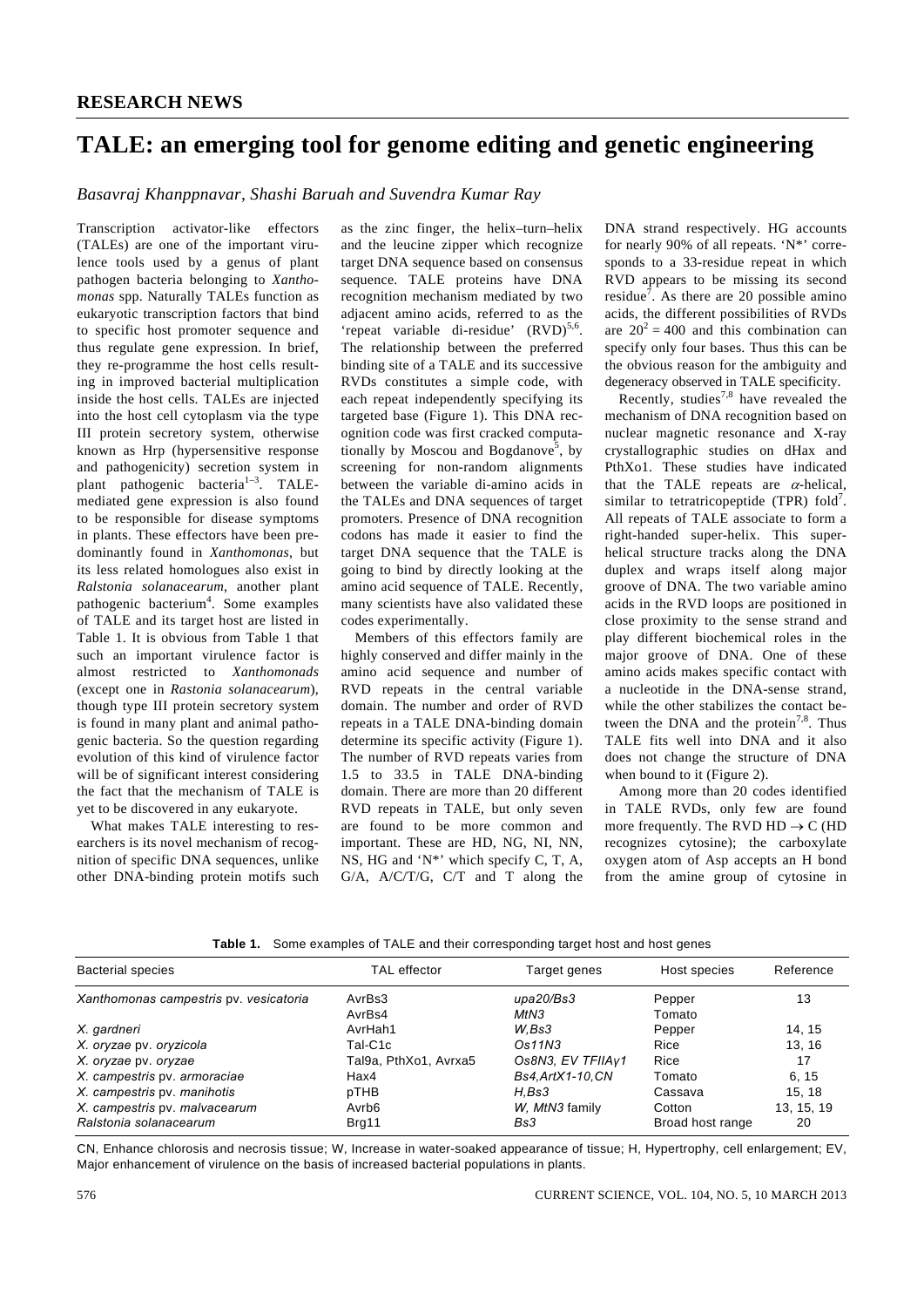## RESEARCH NEWS

# TALE: an emerging tool for genome editing and genetic engineering

*Basavraj Khanppnavar, Shashi Baruah and Suvendra Kumar Ray*

Transcription activator-like effectors (TALEs) are one of the important virulence tools used by a genus of plant pathogen bacteria belonging to *Xanthomonas* spp. Naturally TALEs function as eukaryotic transcription factors that bind to specific host promoter sequence and thus regulate gene expression. In brief, they re-programme the host cells resulting in improved bacterial multiplication inside the host cells. TALEs are injected into the host cell cytoplasm via the type III protein secretory system, otherwise known as Hrp (hypersensitive response and pathogenicity) secretion system in plant pathogenic bacteria[1–3]. TALE-mediated gene expression is also found to be responsible for disease symptoms in plants. These effectors have been predominantly found in *Xanthomonas*, but its less related homologues also exist in *Ralstonia solanacearum*, another plant pathogenic bacterium[4]. Some examples of TALE and its target host are listed in Table 1. It is obvious from Table 1 that such an important virulence factor is almost restricted to *Xanthomonads* (except one in *Rastonia solanacearum*), though type III protein secretory system is found in many plant and animal pathogenic bacteria. So the question regarding evolution of this kind of virulence factor will be of significant interest considering the fact that the mechanism of TALE is yet to be discovered in any eukaryote.

What makes TALE interesting to researchers is its novel mechanism of recognition of specific DNA sequences, unlike other DNA-binding protein motifs such as the zinc finger, the helix–turn–helix and the leucine zipper which recognize target DNA sequence based on consensus sequence. TALE proteins have DNA recognition mechanism mediated by two adjacent amino acids, referred to as the 'repeat variable di-residue' (RVD)[5,6]. The relationship between the preferred binding site of a TALE and its successive RVDs constitutes a simple code, with each repeat independently specifying its targeted base (Figure 1). This DNA recognition code was first cracked computationally by Moscou and Bogdanove[5], by screening for non-random alignments between the variable di-amino acids in the TALEs and DNA sequences of target promoters. Presence of DNA recognition codons has made it easier to find the target DNA sequence that the TALE is going to bind by directly looking at the amino acid sequence of TALE. Recently, many scientists have also validated these codes experimentally.

Members of this effectors family are highly conserved and differ mainly in the amino acid sequence and number of RVD repeats in the central variable domain. The number and order of RVD repeats in a TALE DNA-binding domain determine its specific activity (Figure 1). The number of RVD repeats varies from 1.5 to 33.5 in TALE DNA-binding domain. There are more than 20 different RVD repeats in TALE, but only seven are found to be more common and important. These are HD, NG, NI, NN, NS, HG and 'N*' which specify C, T, A, G/A, A/C/T/G, C/T and T along the DNA strand respectively. HG accounts for nearly 90% of all repeats. 'N*' corresponds to a 33-residue repeat in which RVD appears to be missing its second residue[7]. As there are 20 possible amino acids, the different possibilities of RVDs are $20^2 = 400$ and this combination can specify only four bases. Thus this can be the obvious reason for the ambiguity and degeneracy observed in TALE specificity.

Recently, studies[7,8] have revealed the mechanism of DNA recognition based on nuclear magnetic resonance and X-ray crystallographic studies on dHax and PthXo1. These studies have indicated that the TALE repeats are $\alpha$-helical, similar to tetratricopeptide (TPR) fold[7]. All repeats of TALE associate to form a right-handed super-helix. This super-helical structure tracks along the DNA duplex and wraps itself along major groove of DNA. The two variable amino acids in the RVD loops are positioned in close proximity to the sense strand and play different biochemical roles in the major groove of DNA. One of these amino acids makes specific contact with a nucleotide in the DNA-sense strand, while the other stabilizes the contact between the DNA and the protein[7,8]. Thus TALE fits well into DNA and it also does not change the structure of DNA when bound to it (Figure 2).

Among more than 20 codes identified in TALE RVDs, only few are found more frequently. The RVD HD $\rightarrow$ C (HD recognizes cytosine); the carboxylate oxygen atom of Asp accepts an H bond from the amine group of cytosine in

**Table 1.** Some examples of TALE and their corresponding target host and host genes

| Bacterial species | TAL effector | Target genes | Host species | Reference |
|---|---|---|---|---|
| *Xanthomonas campestris* pv. *vesicatoria* | AvrBs3 | *upa20/Bs3* | Pepper | 13 |
| | AvrBs4 | *MtN3* | Tomato | |
| *X. gardneri* | AvrHah1 | *W,Bs3* | Pepper | 14, 15 |
| *X. oryzae* pv. *oryzicola* | Tal-C1c | *Os11N3* | Rice | 13, 16 |
| *X. oryzae* pv. *oryzae* | Tal9a, PthXo1, Avrxa5 | *Os8N3, EV TFIIAγ1* | Rice | 17 |
| *X. campestris* pv. *armoraciae* | Hax4 | *Bs4,ArtX1-10,CN* | Tomato | 6, 15 |
| *X. campestris* pv. *manihotis* | pTHB | *H,Bs3* | Cassava | 15, 18 |
| *X. campestris* pv. *malvacearum* | Avrb6 | *W, MtN3* family | Cotton | 13, 15, 19 |
| *Ralstonia solanacearum* | Brg11 | *Bs3* | Broad host range | 20 |

CN, Enhance chlorosis and necrosis tissue; W, Increase in water-soaked appearance of tissue; H, Hypertrophy, cell enlargement; EV, Major enhancement of virulence on the basis of increased bacterial populations in plants.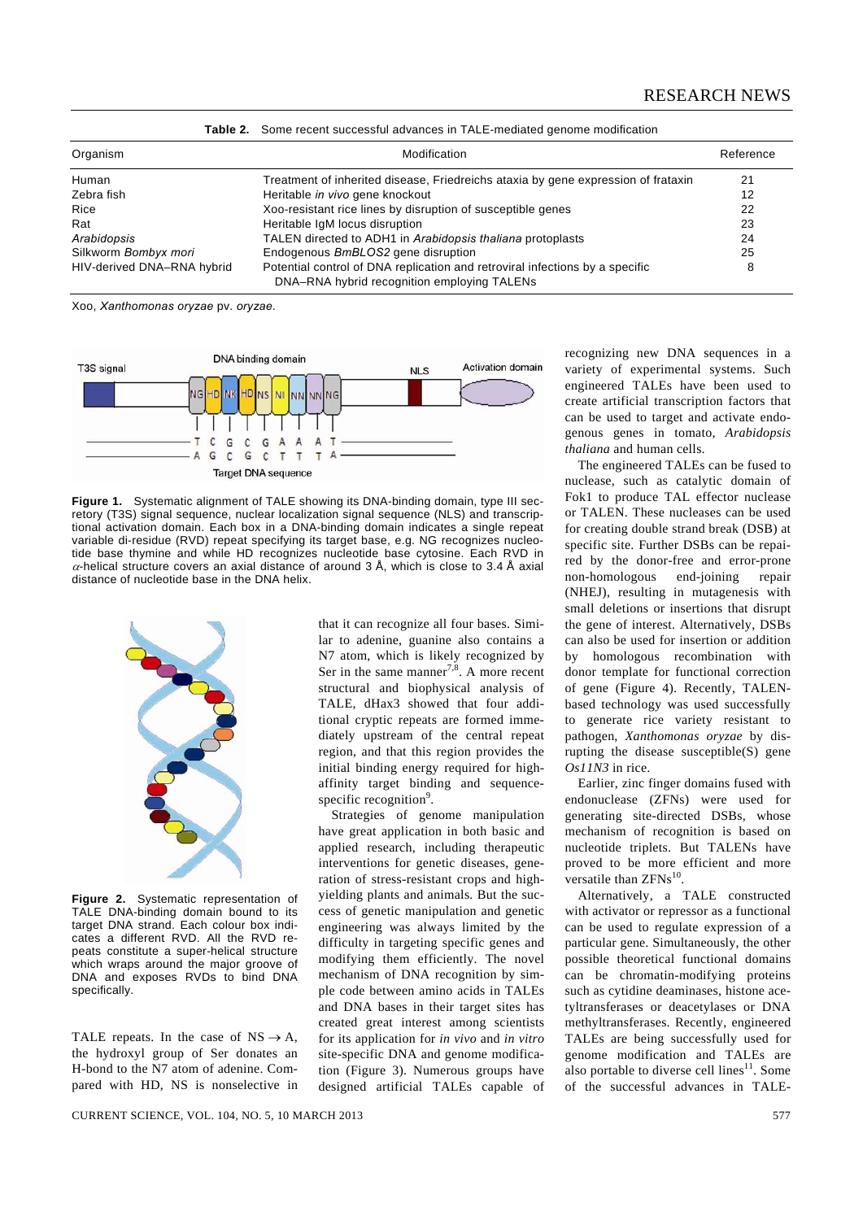**Table 2.** Some recent successful advances in TALE-mediated genome modification

| Organism | Modification | Reference |
|---|---|---|
| Human | Treatment of inherited disease, Friedreichs ataxia by gene expression of frataxin | 21 |
| Zebra fish | Heritable *in vivo* gene knockout | 12 |
| Rice | Xoo-resistant rice lines by disruption of susceptible genes | 22 |
| Rat | Heritable IgM locus disruption | 23 |
| *Arabidopsis* | TALEN directed to ADH1 in *Arabidopsis thaliana* protoplasts | 24 |
| Silkworm *Bombyx mori* | Endogenous *BmBLOS2* gene disruption | 25 |
| HIV-derived DNA–RNA hybrid | Potential control of DNA replication and retroviral infections by a specific DNA–RNA hybrid recognition employing TALENs | 8 |

Xoo, *Xanthomonas oryzae* pv. *oryzae*.

**Figure 1.** Systematic alignment of TALE showing its DNA-binding domain, type III secretory (T3S) signal sequence, nuclear localization signal sequence (NLS) and transcriptional activation domain. Each box in a DNA-binding domain indicates a single repeat variable di-residue (RVD) repeat specifying its target base, e.g. NG recognizes nucleotide base thymine and while HD recognizes nucleotide base cytosine. Each RVD in $\alpha$-helical structure covers an axial distance of around 3 Å, which is close to 3.4 Å axial distance of nucleotide base in the DNA helix.

**Figure 2.** Systematic representation of TALE DNA-binding domain bound to its target DNA strand. Each colour box indicates a different RVD. All the RVD repeats constitute a super-helical structure which wraps around the major groove of DNA and exposes RVDs to bind DNA specifically.

TALE repeats. In the case of NS $\rightarrow$ A, the hydroxyl group of Ser donates an H-bond to the N7 atom of adenine. Compared with HD, NS is nonselective in that it can recognize all four bases. Similar to adenine, guanine also contains a N7 atom, which is likely recognized by Ser in the same manner[7,8]. A more recent structural and biophysical analysis of TALE, dHax3 showed that four additional cryptic repeats are formed immediately upstream of the central repeat region, and that this region provides the initial binding energy required for high-affinity target binding and sequence-specific recognition[9].

Strategies of genome manipulation have great application in both basic and applied research, including therapeutic interventions for genetic diseases, generation of stress-resistant crops and high-yielding plants and animals. But the success of genetic manipulation and genetic engineering was always limited by the difficulty in targeting specific genes and modifying them efficiently. The novel mechanism of DNA recognition by simple code between amino acids in TALEs and DNA bases in their target sites has created great interest among scientists for its application for *in vivo* and *in vitro* site-specific DNA and genome modification (Figure 3). Numerous groups have designed artificial TALEs capable of recognizing new DNA sequences in a variety of experimental systems. Such engineered TALEs have been used to create artificial transcription factors that can be used to target and activate endogenous genes in tomato, *Arabidopsis thaliana* and human cells.

The engineered TALEs can be fused to nuclease, such as catalytic domain of Fok1 to produce TAL effector nuclease or TALEN. These nucleases can be used for creating double strand break (DSB) at specific site. Further DSBs can be repaired by the donor-free and error-prone non-homologous end-joining repair (NHEJ), resulting in mutagenesis with small deletions or insertions that disrupt the gene of interest. Alternatively, DSBs can also be used for insertion or addition by homologous recombination with donor template for functional correction of gene (Figure 4). Recently, TALEN-based technology was used successfully to generate rice variety resistant to pathogen, *Xanthomonas oryzae* by disrupting the disease susceptible(S) gene *Os11N3* in rice.

Earlier, zinc finger domains fused with endonuclease (ZFNs) were used for generating site-directed DSBs, whose mechanism of recognition is based on nucleotide triplets. But TALENs have proved to be more efficient and more versatile than ZFNs[10].

Alternatively, a TALE constructed with activator or repressor as a functional can be used to regulate expression of a particular gene. Simultaneously, the other possible theoretical functional domains can be chromatin-modifying proteins such as cytidine deaminases, histone acetyltransferases or deacetylases or DNA methyltransferases. Recently, engineered TALEs are being successfully used for genome modification and TALEs are also portable to diverse cell lines[11]. Some of the successful advances in TALE-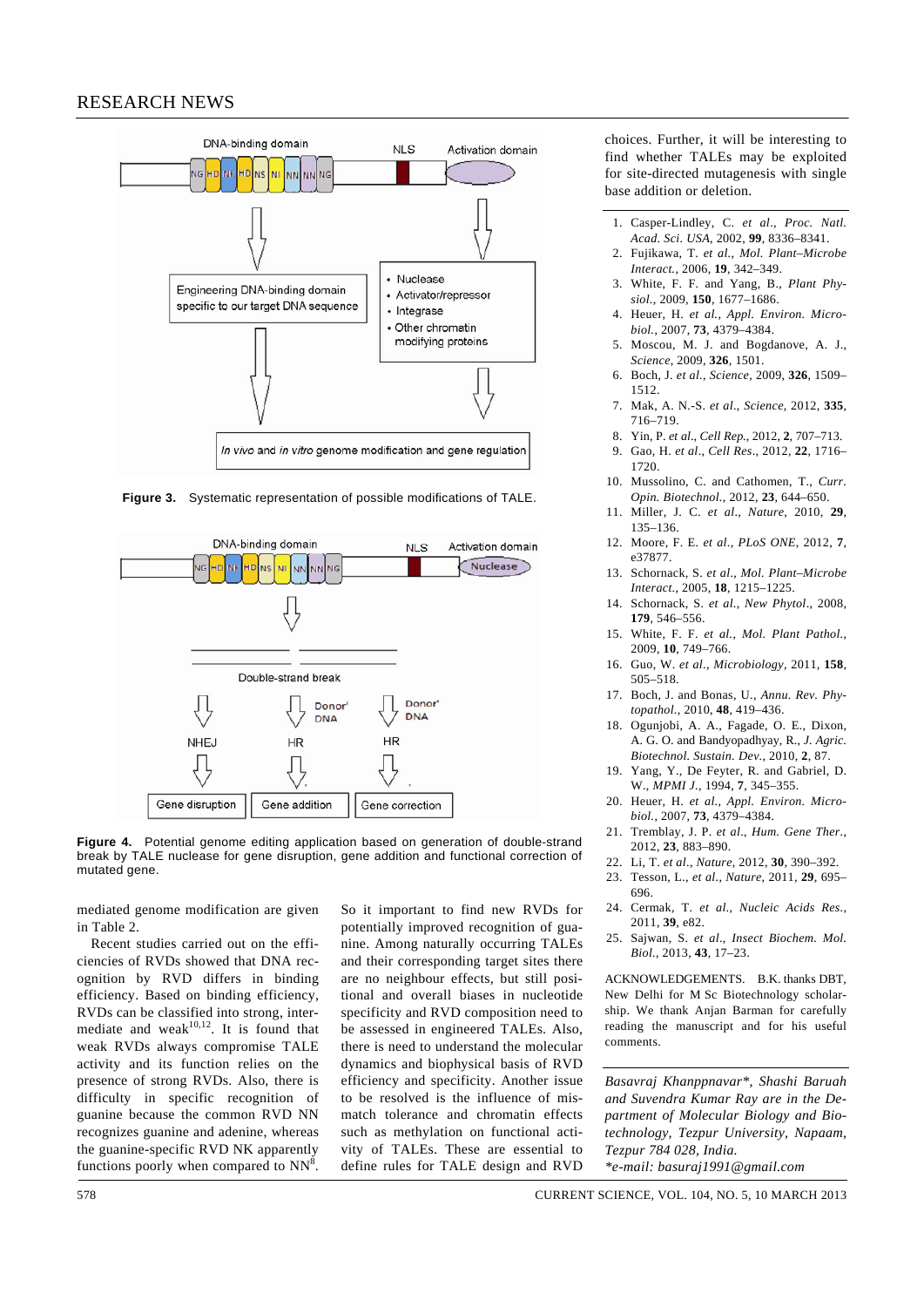DNA-binding domain

NG HD NI HD NS NI NN NN NG

NLS

Activation domain

Engineering DNA-binding domain specific to our target DNA sequence

- Nuclease
- Activator/repressor
- Integrase
- Other chromatin modifying proteins

*In vivo* and *in vitro* genome modification and gene regulation

**Figure 3.** Systematic representation of possible modifications of TALE.

DNA-binding domain

NG HD NK HD NS NI NN NN NG

NLS

Activation domain

Nuclease

Double-strand break

NHEJ

Donor' DNA

HR

Donor' DNA

HR

Gene disruption

Gene addition

Gene correction

**Figure 4.** Potential genome editing application based on generation of double-strand break by TALE nuclease for gene disruption, gene addition and functional correction of mutated gene.

mediated genome modification are given in Table 2.

Recent studies carried out on the efficiencies of RVDs showed that DNA recognition by RVD differs in binding efficiency. Based on binding efficiency, RVDs can be classified into strong, intermediate and weak[10,12]. It is found that weak RVDs always compromise TALE activity and its function relies on the presence of strong RVDs. Also, there is difficulty in specific recognition of guanine because the common RVD NN recognizes guanine and adenine, whereas the guanine-specific RVD NK apparently functions poorly when compared to NN[8]. So it important to find new RVDs for potentially improved recognition of guanine. Among naturally occurring TALEs and their corresponding target sites there are no neighbour effects, but still positional and overall biases in nucleotide specificity and RVD composition need to be assessed in engineered TALEs. Also, there is need to understand the molecular dynamics and biophysical basis of RVD choices. Further, it will be interesting to find whether TALEs may be exploited for site-directed mutagenesis with single base addition or deletion. efficiency and specificity. Another issue to be resolved is the influence of mismatch tolerance and chromatin effects such as methylation on functional activity of TALEs. These are essential to define rules for TALE design and RVD

1. Casper-Lindley, C. *et al.*, *Proc. Natl. Acad. Sci. USA*, 2002, **99**, 8336–8341.
2. Fujikawa, T. *et al.*, *Mol. Plant–Microbe Interact.*, 2006, **19**, 342–349.
3. White, F. F. and Yang, B., *Plant Physiol.*, 2009, **150**, 1677–1686.
4. Heuer, H. *et al.*, *Appl. Environ. Microbiol.*, 2007, **73**, 4379–4384.
5. Moscou, M. J. and Bogdanove, A. J., *Science*, 2009, **326**, 1501.
6. Boch, J. *et al.*, *Science*, 2009, **326**, 1509–1512.
7. Mak, A. N.-S. *et al.*, *Science*, 2012, **335**, 716–719.
8. Yin, P. *et al.*, *Cell Rep.*, 2012, **2**, 707–713.
9. Gao, H. *et al.*, *Cell Res.*, 2012, **22**, 1716–1720.
10. Mussolino, C. and Cathomen, T., *Curr. Opin. Biotechnol.*, 2012, **23**, 644–650.
11. Miller, J. C. *et al.*, *Nature*, 2010, **29**, 135–136.
12. Moore, F. E. *et al.*, *PLoS ONE*, 2012, **7**, e37877.
13. Schornack, S. *et al.*, *Mol. Plant–Microbe Interact.*, 2005, **18**, 1215–1225.
14. Schornack, S. *et al.*, *New Phytol.*, 2008, **179**, 546–556.
15. White, F. F. *et al.*, *Mol. Plant Pathol.*, 2009, **10**, 749–766.
16. Guo, W. *et al.*, *Microbiology*, 2011, **158**, 505–518.
17. Boch, J. and Bonas, U., *Annu. Rev. Phytopathol.*, 2010, **48**, 419–436.
18. Ogunjobi, A. A., Fagade, O. E., Dixon, A. G. O. and Bandyopadhyay, R., *J. Agric. Biotechnol. Sustain. Dev.*, 2010, **2**, 87.
19. Yang, Y., De Feyter, R. and Gabriel, D. W., *MPMI J.*, 1994, **7**, 345–355.
20. Heuer, H. *et al.*, *Appl. Environ. Microbiol.*, 2007, **73**, 4379–4384.
21. Tremblay, J. P. *et al.*, *Hum. Gene Ther.*, 2012, **23**, 883–890.
22. Li, T. *et al.*, *Nature*, 2012, **30**, 390–392.
23. Tesson, L., *et al.*, *Nature*, 2011, **29**, 695–696.
24. Cermak, T. *et al.*, *Nucleic Acids Res.*, 2011, **39**, e82.
25. Sajwan, S. *et al.*, *Insect Biochem. Mol. Biol.*, 2013, **43**, 17–23.

ACKNOWLEDGEMENTS. B.K. thanks DBT, New Delhi for M Sc Biotechnology scholarship. We thank Anjan Barman for carefully reading the manuscript and for his useful comments.

*Basavraj Khanppnavar\*, Shashi Baruah and Suvendra Kumar Ray are in the Department of Molecular Biology and Biotechnology, Tezpur University, Napaam, Tezpur 784 028, India.*
*\*e-mail: basuraj1991@gmail.com*